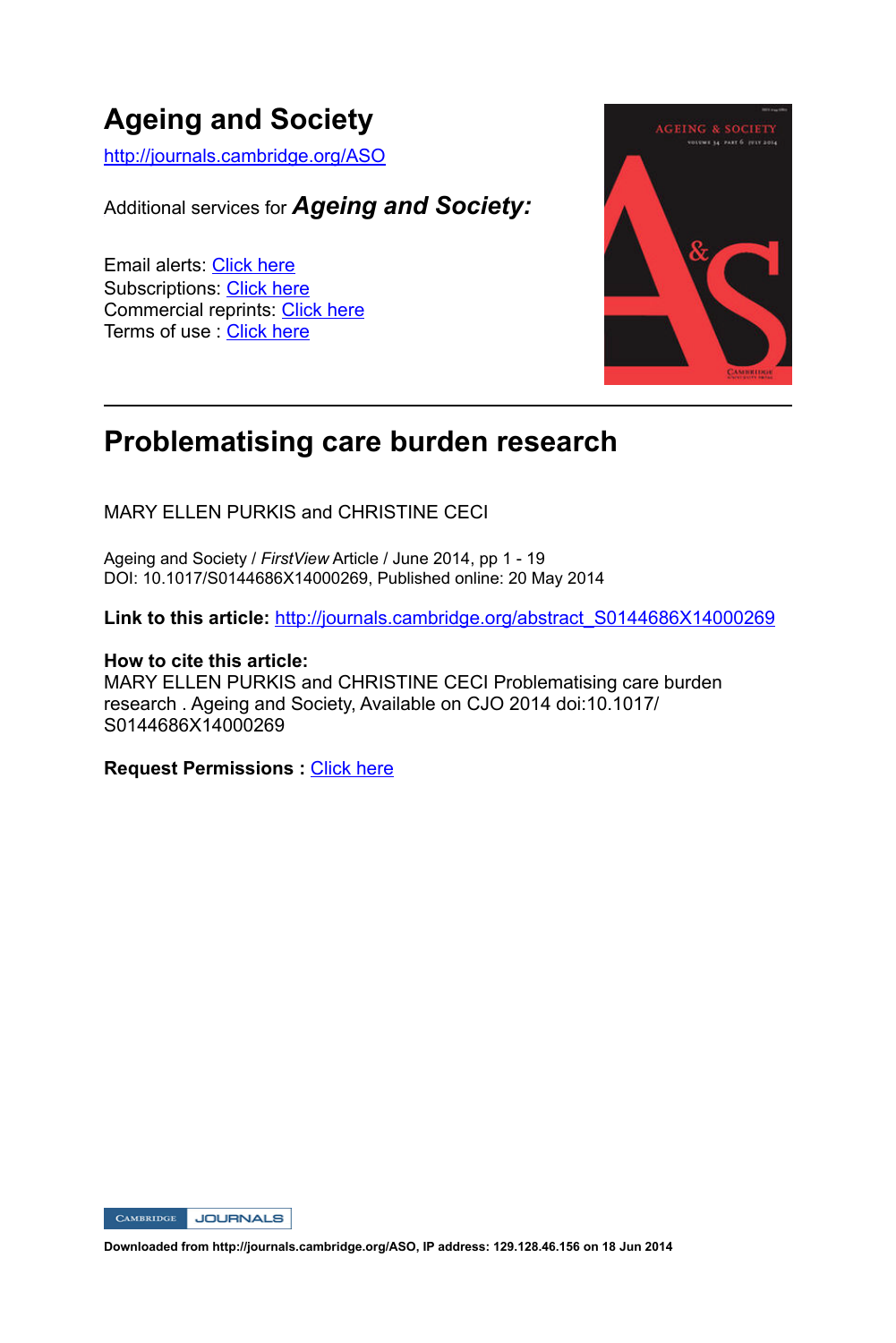# Ageing and Society

http://journals.cambridge.org/ASO

Additional services for ***Ageing and Society:***

Email alerts: Click here
Subscriptions: Click here
Commercial reprints: Click here
Terms of use : Click here

---

## Problematising care burden research

MARY ELLEN PURKIS and CHRISTINE CECI

Ageing and Society / *FirstView* Article / June 2014, pp 1 - 19
DOI: 10.1017/S0144686X14000269, Published online: 20 May 2014

**Link to this article:** http://journals.cambridge.org/abstract_S0144686X14000269

**How to cite this article:**
MARY ELLEN PURKIS and CHRISTINE CECI Problematising care burden research . Ageing and Society, Available on CJO 2014 doi:10.1017/S0144686X14000269

**Request Permissions :** Click here

**Downloaded from http://journals.cambridge.org/ASO, IP address: 129.128.46.156 on 18 Jun 2014**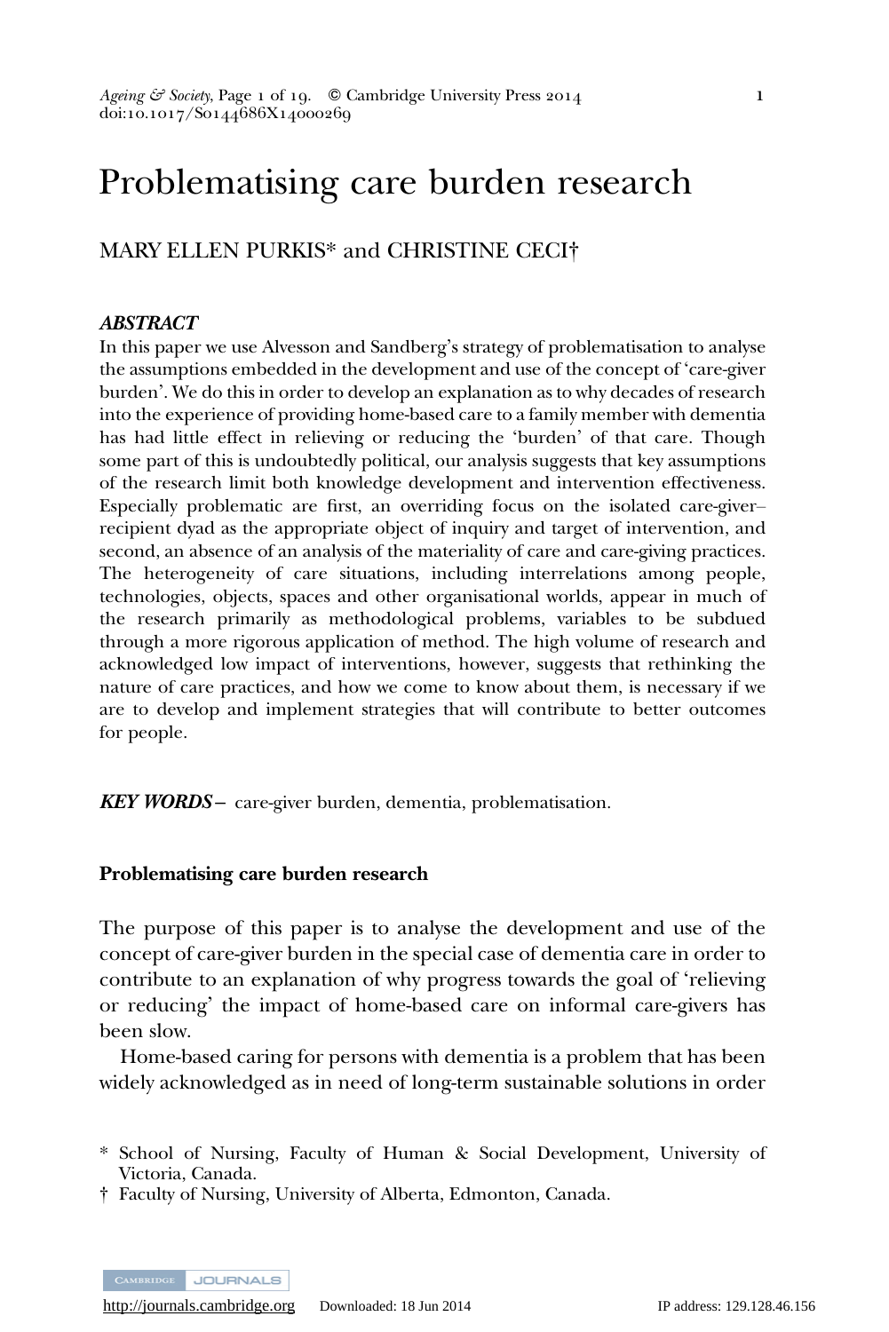# Problematising care burden research

MARY ELLEN PURKIS* and CHRISTINE CECI†

***ABSTRACT***

In this paper we use Alvesson and Sandberg's strategy of problematisation to analyse the assumptions embedded in the development and use of the concept of 'care-giver burden'. We do this in order to develop an explanation as to why decades of research into the experience of providing home-based care to a family member with dementia has had little effect in relieving or reducing the 'burden' of that care. Though some part of this is undoubtedly political, our analysis suggests that key assumptions of the research limit both knowledge development and intervention effectiveness. Especially problematic are first, an overriding focus on the isolated care-giver–recipient dyad as the appropriate object of inquiry and target of intervention, and second, an absence of an analysis of the materiality of care and care-giving practices. The heterogeneity of care situations, including interrelations among people, technologies, objects, spaces and other organisational worlds, appear in much of the research primarily as methodological problems, variables to be subdued through a more rigorous application of method. The high volume of research and acknowledged low impact of interventions, however, suggests that rethinking the nature of care practices, and how we come to know about them, is necessary if we are to develop and implement strategies that will contribute to better outcomes for people.

***KEY WORDS*** – care-giver burden, dementia, problematisation.

**Problematising care burden research**

The purpose of this paper is to analyse the development and use of the concept of care-giver burden in the special case of dementia care in order to contribute to an explanation of why progress towards the goal of 'relieving or reducing' the impact of home-based care on informal care-givers has been slow.

Home-based caring for persons with dementia is a problem that has been widely acknowledged as in need of long-term sustainable solutions in order

\* School of Nursing, Faculty of Human & Social Development, University of Victoria, Canada.

† Faculty of Nursing, University of Alberta, Edmonton, Canada.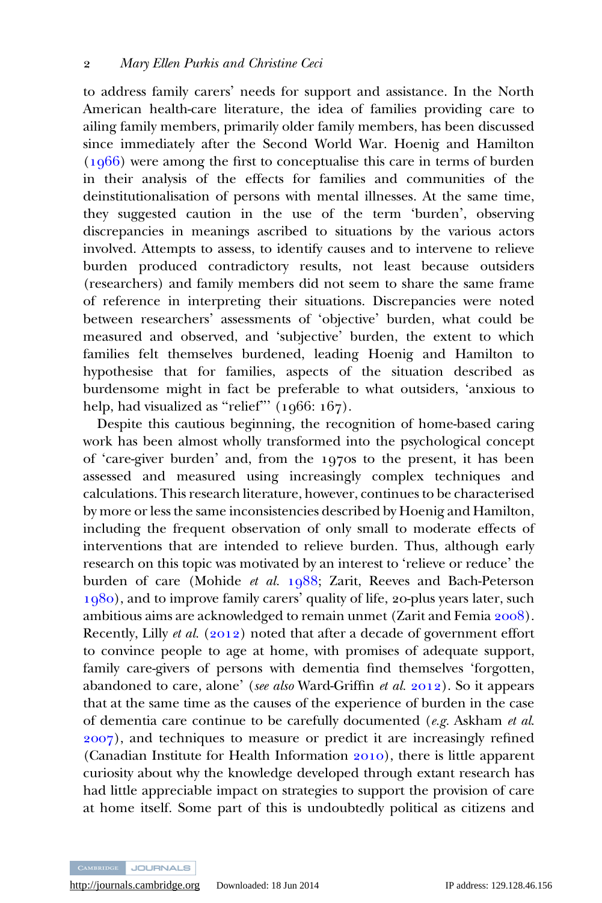to address family carers' needs for support and assistance. In the North American health-care literature, the idea of families providing care to ailing family members, primarily older family members, has been discussed since immediately after the Second World War. Hoenig and Hamilton (1966) were among the first to conceptualise this care in terms of burden in their analysis of the effects for families and communities of the deinstitutionalisation of persons with mental illnesses. At the same time, they suggested caution in the use of the term 'burden', observing discrepancies in meanings ascribed to situations by the various actors involved. Attempts to assess, to identify causes and to intervene to relieve burden produced contradictory results, not least because outsiders (researchers) and family members did not seem to share the same frame of reference in interpreting their situations. Discrepancies were noted between researchers' assessments of 'objective' burden, what could be measured and observed, and 'subjective' burden, the extent to which families felt themselves burdened, leading Hoenig and Hamilton to hypothesise that for families, aspects of the situation described as burdensome might in fact be preferable to what outsiders, 'anxious to help, had visualized as "relief"' (1966: 167).

Despite this cautious beginning, the recognition of home-based caring work has been almost wholly transformed into the psychological concept of 'care-giver burden' and, from the 1970s to the present, it has been assessed and measured using increasingly complex techniques and calculations. This research literature, however, continues to be characterised by more or less the same inconsistencies described by Hoenig and Hamilton, including the frequent observation of only small to moderate effects of interventions that are intended to relieve burden. Thus, although early research on this topic was motivated by an interest to 'relieve or reduce' the burden of care (Mohide *et al.* 1988; Zarit, Reeves and Bach-Peterson 1980), and to improve family carers' quality of life, 20-plus years later, such ambitious aims are acknowledged to remain unmet (Zarit and Femia 2008). Recently, Lilly *et al.* (2012) noted that after a decade of government effort to convince people to age at home, with promises of adequate support, family care-givers of persons with dementia find themselves 'forgotten, abandoned to care, alone' (*see also* Ward-Griffin *et al.* 2012). So it appears that at the same time as the causes of the experience of burden in the case of dementia care continue to be carefully documented (*e.g.* Askham *et al.* 2007), and techniques to measure or predict it are increasingly refined (Canadian Institute for Health Information 2010), there is little apparent curiosity about why the knowledge developed through extant research has had little appreciable impact on strategies to support the provision of care at home itself. Some part of this is undoubtedly political as citizens and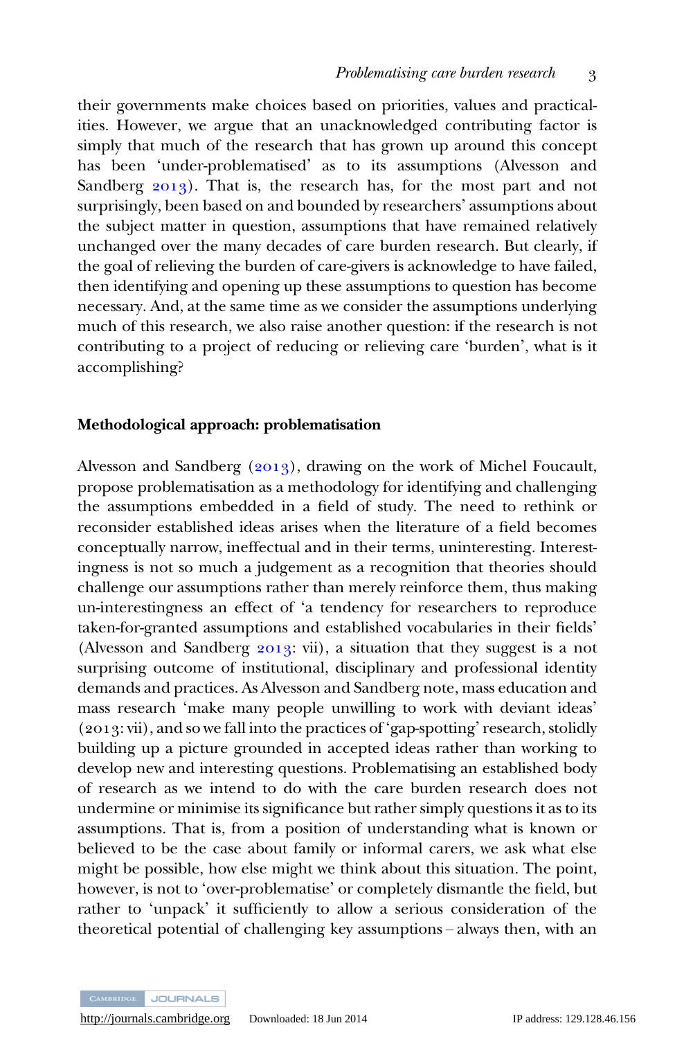their governments make choices based on priorities, values and practicalities. However, we argue that an unacknowledged contributing factor is simply that much of the research that has grown up around this concept has been 'under-problematised' as to its assumptions (Alvesson and Sandberg 2013). That is, the research has, for the most part and not surprisingly, been based on and bounded by researchers' assumptions about the subject matter in question, assumptions that have remained relatively unchanged over the many decades of care burden research. But clearly, if the goal of relieving the burden of care-givers is acknowledge to have failed, then identifying and opening up these assumptions to question has become necessary. And, at the same time as we consider the assumptions underlying much of this research, we also raise another question: if the research is not contributing to a project of reducing or relieving care 'burden', what is it accomplishing?

## Methodological approach: problematisation

Alvesson and Sandberg (2013), drawing on the work of Michel Foucault, propose problematisation as a methodology for identifying and challenging the assumptions embedded in a field of study. The need to rethink or reconsider established ideas arises when the literature of a field becomes conceptually narrow, ineffectual and in their terms, uninteresting. Interestingness is not so much a judgement as a recognition that theories should challenge our assumptions rather than merely reinforce them, thus making un-interestingness an effect of 'a tendency for researchers to reproduce taken-for-granted assumptions and established vocabularies in their fields' (Alvesson and Sandberg 2013: vii), a situation that they suggest is a not surprising outcome of institutional, disciplinary and professional identity demands and practices. As Alvesson and Sandberg note, mass education and mass research 'make many people unwilling to work with deviant ideas' (2013: vii), and so we fall into the practices of 'gap-spotting' research, stolidly building up a picture grounded in accepted ideas rather than working to develop new and interesting questions. Problematising an established body of research as we intend to do with the care burden research does not undermine or minimise its significance but rather simply questions it as to its assumptions. That is, from a position of understanding what is known or believed to be the case about family or informal carers, we ask what else might be possible, how else might we think about this situation. The point, however, is not to 'over-problematise' or completely dismantle the field, but rather to 'unpack' it sufficiently to allow a serious consideration of the theoretical potential of challenging key assumptions – always then, with an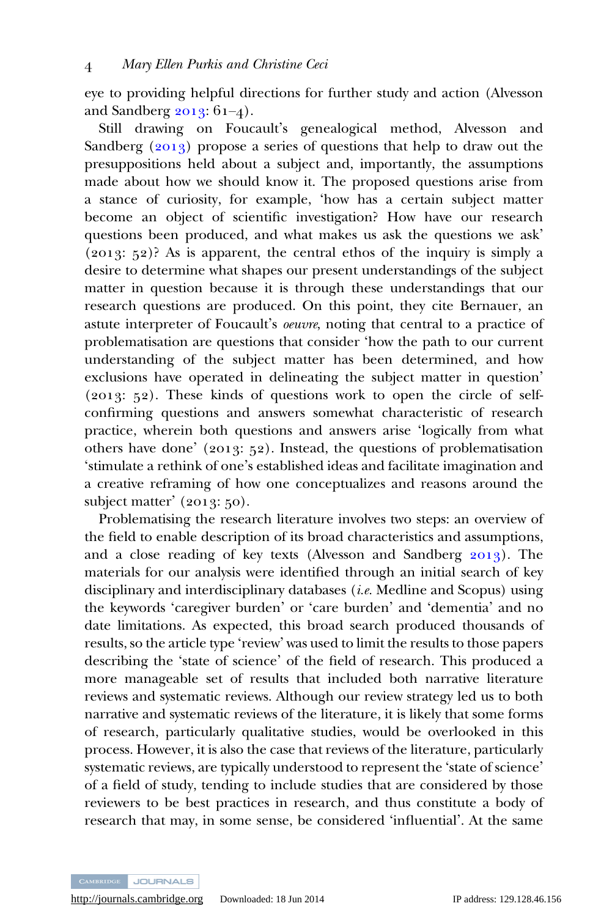eye to providing helpful directions for further study and action (Alvesson and Sandberg 2013: 61–4).

Still drawing on Foucault's genealogical method, Alvesson and Sandberg (2013) propose a series of questions that help to draw out the presuppositions held about a subject and, importantly, the assumptions made about how we should know it. The proposed questions arise from a stance of curiosity, for example, 'how has a certain subject matter become an object of scientific investigation? How have our research questions been produced, and what makes us ask the questions we ask' (2013: 52)? As is apparent, the central ethos of the inquiry is simply a desire to determine what shapes our present understandings of the subject matter in question because it is through these understandings that our research questions are produced. On this point, they cite Bernauer, an astute interpreter of Foucault's *oeuvre*, noting that central to a practice of problematisation are questions that consider 'how the path to our current understanding of the subject matter has been determined, and how exclusions have operated in delineating the subject matter in question' (2013: 52). These kinds of questions work to open the circle of self-confirming questions and answers somewhat characteristic of research practice, wherein both questions and answers arise 'logically from what others have done' (2013: 52). Instead, the questions of problematisation 'stimulate a rethink of one's established ideas and facilitate imagination and a creative reframing of how one conceptualizes and reasons around the subject matter' (2013: 50).

Problematising the research literature involves two steps: an overview of the field to enable description of its broad characteristics and assumptions, and a close reading of key texts (Alvesson and Sandberg 2013). The materials for our analysis were identified through an initial search of key disciplinary and interdisciplinary databases (*i.e.* Medline and Scopus) using the keywords 'caregiver burden' or 'care burden' and 'dementia' and no date limitations. As expected, this broad search produced thousands of results, so the article type 'review' was used to limit the results to those papers describing the 'state of science' of the field of research. This produced a more manageable set of results that included both narrative literature reviews and systematic reviews. Although our review strategy led us to both narrative and systematic reviews of the literature, it is likely that some forms of research, particularly qualitative studies, would be overlooked in this process. However, it is also the case that reviews of the literature, particularly systematic reviews, are typically understood to represent the 'state of science' of a field of study, tending to include studies that are considered by those reviewers to be best practices in research, and thus constitute a body of research that may, in some sense, be considered 'influential'. At the same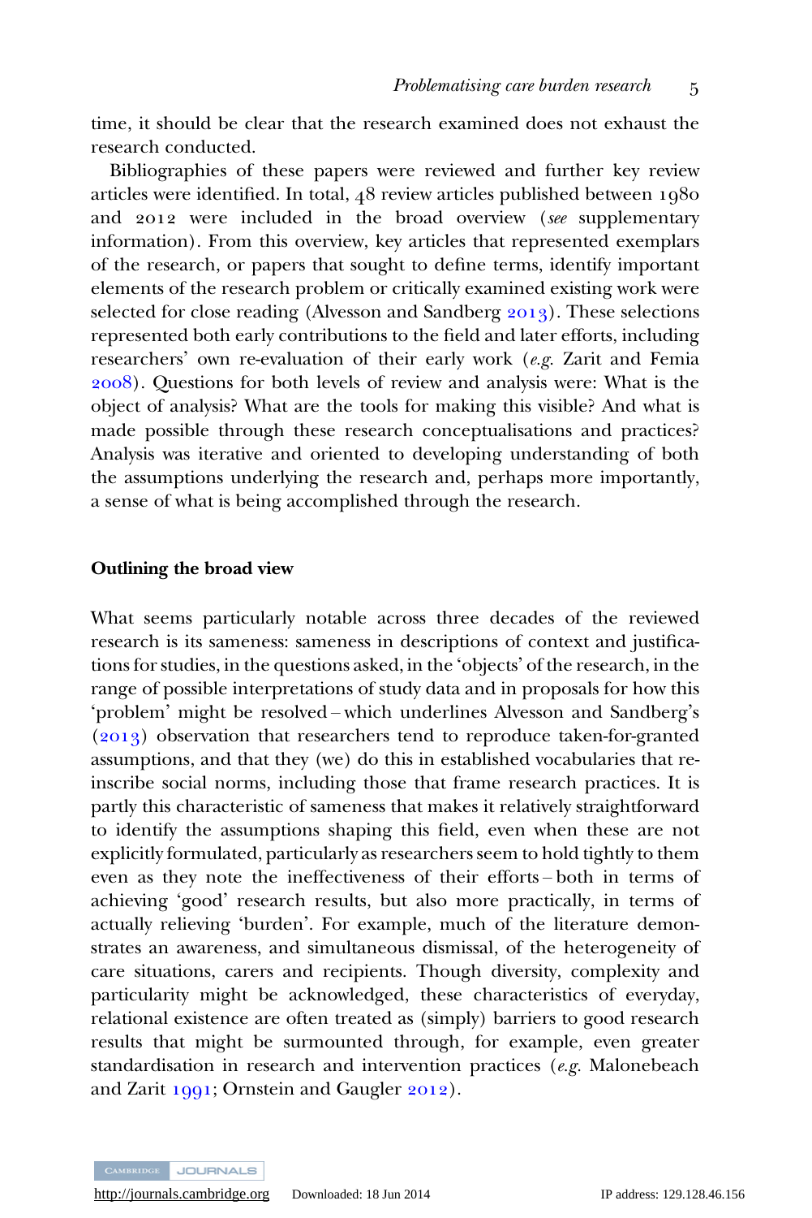time, it should be clear that the research examined does not exhaust the research conducted.

Bibliographies of these papers were reviewed and further key review articles were identified. In total, 48 review articles published between 1980 and 2012 were included in the broad overview (*see* supplementary information). From this overview, key articles that represented exemplars of the research, or papers that sought to define terms, identify important elements of the research problem or critically examined existing work were selected for close reading (Alvesson and Sandberg 2013). These selections represented both early contributions to the field and later efforts, including researchers' own re-evaluation of their early work (*e.g.* Zarit and Femia 2008). Questions for both levels of review and analysis were: What is the object of analysis? What are the tools for making this visible? And what is made possible through these research conceptualisations and practices? Analysis was iterative and oriented to developing understanding of both the assumptions underlying the research and, perhaps more importantly, a sense of what is being accomplished through the research.

## Outlining the broad view

What seems particularly notable across three decades of the reviewed research is its sameness: sameness in descriptions of context and justifications for studies, in the questions asked, in the 'objects' of the research, in the range of possible interpretations of study data and in proposals for how this 'problem' might be resolved – which underlines Alvesson and Sandberg's (2013) observation that researchers tend to reproduce taken-for-granted assumptions, and that they (we) do this in established vocabularies that re-inscribe social norms, including those that frame research practices. It is partly this characteristic of sameness that makes it relatively straightforward to identify the assumptions shaping this field, even when these are not explicitly formulated, particularly as researchers seem to hold tightly to them even as they note the ineffectiveness of their efforts – both in terms of achieving 'good' research results, but also more practically, in terms of actually relieving 'burden'. For example, much of the literature demonstrates an awareness, and simultaneous dismissal, of the heterogeneity of care situations, carers and recipients. Though diversity, complexity and particularity might be acknowledged, these characteristics of everyday, relational existence are often treated as (simply) barriers to good research results that might be surmounted through, for example, even greater standardisation in research and intervention practices (*e.g.* Malonebeach and Zarit 1991; Ornstein and Gaugler 2012).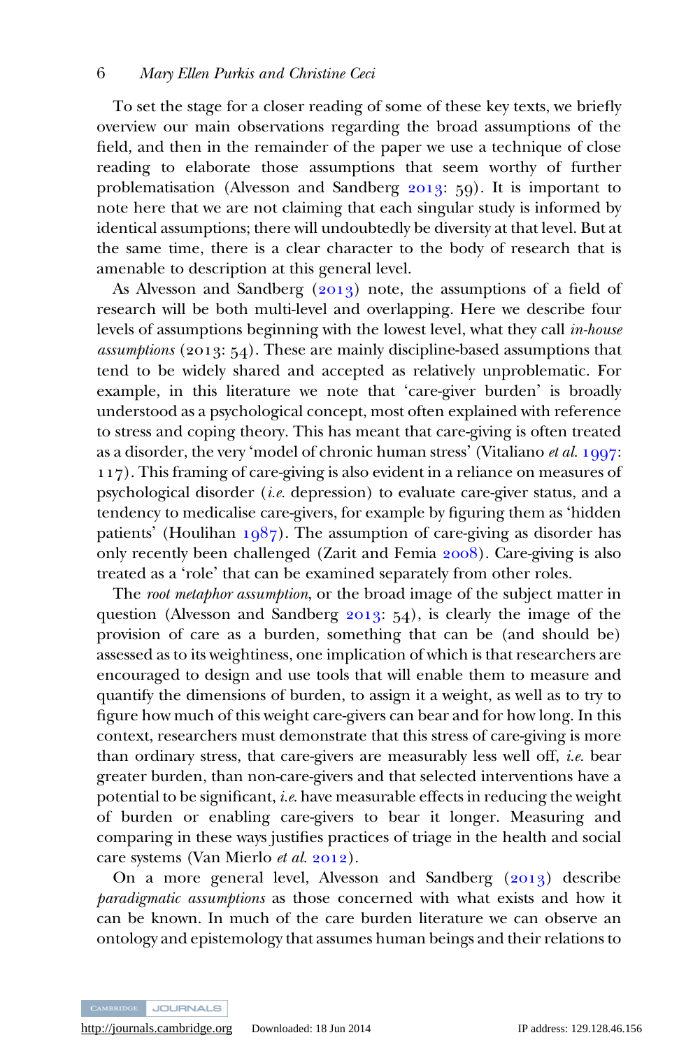To set the stage for a closer reading of some of these key texts, we briefly overview our main observations regarding the broad assumptions of the field, and then in the remainder of the paper we use a technique of close reading to elaborate those assumptions that seem worthy of further problematisation (Alvesson and Sandberg 2013: 59). It is important to note here that we are not claiming that each singular study is informed by identical assumptions; there will undoubtedly be diversity at that level. But at the same time, there is a clear character to the body of research that is amenable to description at this general level.

As Alvesson and Sandberg (2013) note, the assumptions of a field of research will be both multi-level and overlapping. Here we describe four levels of assumptions beginning with the lowest level, what they call *in-house assumptions* (2013: 54). These are mainly discipline-based assumptions that tend to be widely shared and accepted as relatively unproblematic. For example, in this literature we note that 'care-giver burden' is broadly understood as a psychological concept, most often explained with reference to stress and coping theory. This has meant that care-giving is often treated as a disorder, the very 'model of chronic human stress' (Vitaliano *et al.* 1997: 117). This framing of care-giving is also evident in a reliance on measures of psychological disorder (*i.e.* depression) to evaluate care-giver status, and a tendency to medicalise care-givers, for example by figuring them as 'hidden patients' (Houlihan 1987). The assumption of care-giving as disorder has only recently been challenged (Zarit and Femia 2008). Care-giving is also treated as a 'role' that can be examined separately from other roles.

The *root metaphor assumption*, or the broad image of the subject matter in question (Alvesson and Sandberg 2013: 54), is clearly the image of the provision of care as a burden, something that can be (and should be) assessed as to its weightiness, one implication of which is that researchers are encouraged to design and use tools that will enable them to measure and quantify the dimensions of burden, to assign it a weight, as well as to try to figure how much of this weight care-givers can bear and for how long. In this context, researchers must demonstrate that this stress of care-giving is more than ordinary stress, that care-givers are measurably less well off, *i.e.* bear greater burden, than non-care-givers and that selected interventions have a potential to be significant, *i.e.* have measurable effects in reducing the weight of burden or enabling care-givers to bear it longer. Measuring and comparing in these ways justifies practices of triage in the health and social care systems (Van Mierlo *et al.* 2012).

On a more general level, Alvesson and Sandberg (2013) describe *paradigmatic assumptions* as those concerned with what exists and how it can be known. In much of the care burden literature we can observe an ontology and epistemology that assumes human beings and their relations to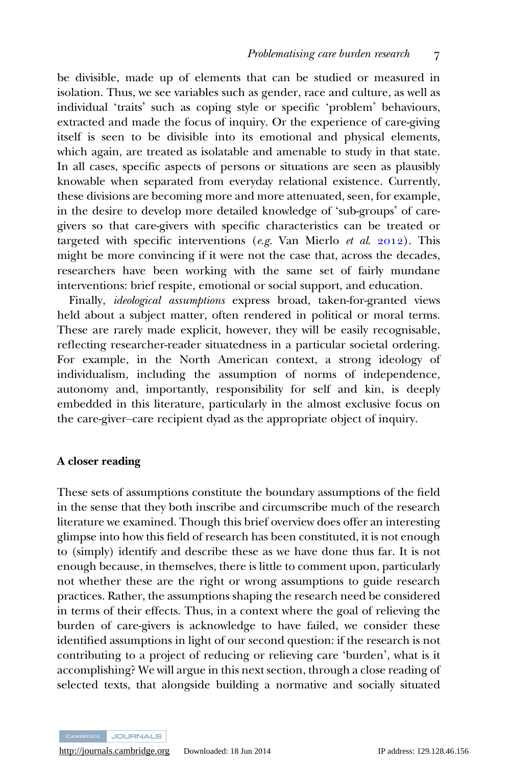be divisible, made up of elements that can be studied or measured in isolation. Thus, we see variables such as gender, race and culture, as well as individual 'traits' such as coping style or specific 'problem' behaviours, extracted and made the focus of inquiry. Or the experience of care-giving itself is seen to be divisible into its emotional and physical elements, which again, are treated as isolatable and amenable to study in that state. In all cases, specific aspects of persons or situations are seen as plausibly knowable when separated from everyday relational existence. Currently, these divisions are becoming more and more attenuated, seen, for example, in the desire to develop more detailed knowledge of 'sub-groups' of care-givers so that care-givers with specific characteristics can be treated or targeted with specific interventions (*e.g.* Van Mierlo *et al.* 2012). This might be more convincing if it were not the case that, across the decades, researchers have been working with the same set of fairly mundane interventions: brief respite, emotional or social support, and education.

Finally, *ideological assumptions* express broad, taken-for-granted views held about a subject matter, often rendered in political or moral terms. These are rarely made explicit, however, they will be easily recognisable, reflecting researcher-reader situatedness in a particular societal ordering. For example, in the North American context, a strong ideology of individualism, including the assumption of norms of independence, autonomy and, importantly, responsibility for self and kin, is deeply embedded in this literature, particularly in the almost exclusive focus on the care-giver–care recipient dyad as the appropriate object of inquiry.

### A closer reading

These sets of assumptions constitute the boundary assumptions of the field in the sense that they both inscribe and circumscribe much of the research literature we examined. Though this brief overview does offer an interesting glimpse into how this field of research has been constituted, it is not enough to (simply) identify and describe these as we have done thus far. It is not enough because, in themselves, there is little to comment upon, particularly not whether these are the right or wrong assumptions to guide research practices. Rather, the assumptions shaping the research need be considered in terms of their effects. Thus, in a context where the goal of relieving the burden of care-givers is acknowledge to have failed, we consider these identified assumptions in light of our second question: if the research is not contributing to a project of reducing or relieving care 'burden', what is it accomplishing? We will argue in this next section, through a close reading of selected texts, that alongside building a normative and socially situated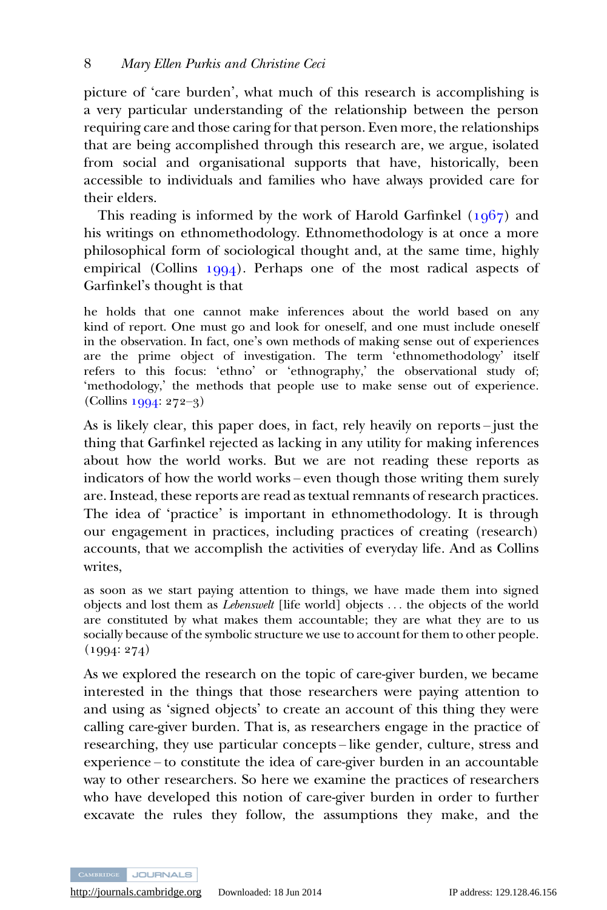picture of 'care burden', what much of this research is accomplishing is a very particular understanding of the relationship between the person requiring care and those caring for that person. Even more, the relationships that are being accomplished through this research are, we argue, isolated from social and organisational supports that have, historically, been accessible to individuals and families who have always provided care for their elders.

This reading is informed by the work of Harold Garfinkel (1967) and his writings on ethnomethodology. Ethnomethodology is at once a more philosophical form of sociological thought and, at the same time, highly empirical (Collins 1994). Perhaps one of the most radical aspects of Garfinkel's thought is that

> he holds that one cannot make inferences about the world based on any kind of report. One must go and look for oneself, and one must include oneself in the observation. In fact, one's own methods of making sense out of experiences are the prime object of investigation. The term 'ethnomethodology' itself refers to this focus: 'ethno' or 'ethnography,' the observational study of; 'methodology,' the methods that people use to make sense out of experience. (Collins 1994: 272–3)

As is likely clear, this paper does, in fact, rely heavily on reports – just the thing that Garfinkel rejected as lacking in any utility for making inferences about how the world works. But we are not reading these reports as indicators of how the world works – even though those writing them surely are. Instead, these reports are read as textual remnants of research practices. The idea of 'practice' is important in ethnomethodology. It is through our engagement in practices, including practices of creating (research) accounts, that we accomplish the activities of everyday life. And as Collins writes,

> as soon as we start paying attention to things, we have made them into signed objects and lost them as *Lebenswelt* [life world] objects ... the objects of the world are constituted by what makes them accountable; they are what they are to us socially because of the symbolic structure we use to account for them to other people. (1994: 274)

As we explored the research on the topic of care-giver burden, we became interested in the things that those researchers were paying attention to and using as 'signed objects' to create an account of this thing they were calling care-giver burden. That is, as researchers engage in the practice of researching, they use particular concepts – like gender, culture, stress and experience – to constitute the idea of care-giver burden in an accountable way to other researchers. So here we examine the practices of researchers who have developed this notion of care-giver burden in order to further excavate the rules they follow, the assumptions they make, and the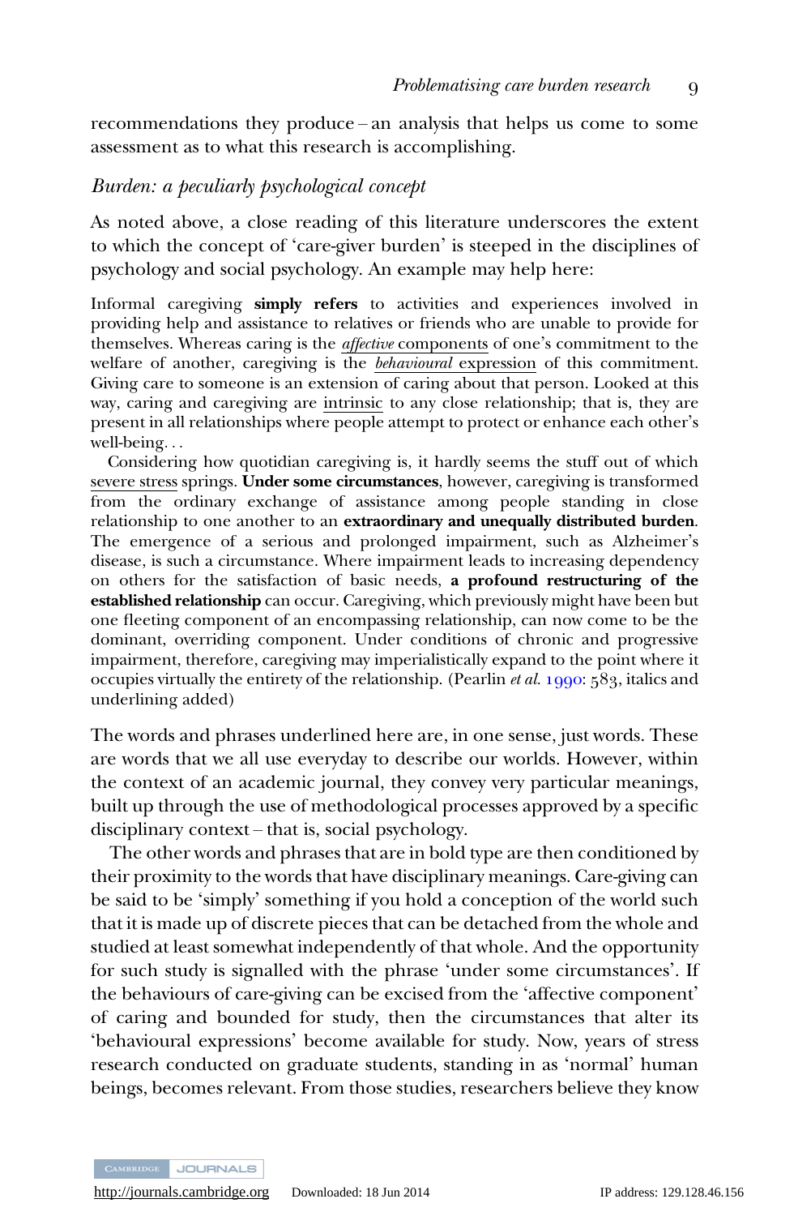recommendations they produce – an analysis that helps us come to some assessment as to what this research is accomplishing.

### *Burden: a peculiarly psychological concept*

As noted above, a close reading of this literature underscores the extent to which the concept of 'care-giver burden' is steeped in the disciplines of psychology and social psychology. An example may help here:

> Informal caregiving **simply refers** to activities and experiences involved in providing help and assistance to relatives or friends who are unable to provide for themselves. Whereas caring is the <u>*affective* components</u> of one's commitment to the welfare of another, caregiving is the <u>*behavioural* expression</u> of this commitment. Giving care to someone is an extension of caring about that person. Looked at this way, caring and caregiving are <u>intrinsic</u> to any close relationship; that is, they are present in all relationships where people attempt to protect or enhance each other's well-being…
>
> Considering how quotidian caregiving is, it hardly seems the stuff out of which <u>severe stress</u> springs. **Under some circumstances**, however, caregiving is transformed from the ordinary exchange of assistance among people standing in close relationship to one another to an **extraordinary and unequally distributed burden**. The emergence of a serious and prolonged impairment, such as Alzheimer's disease, is such a circumstance. Where impairment leads to increasing dependency on others for the satisfaction of basic needs, **a profound restructuring of the established relationship** can occur. Caregiving, which previously might have been but one fleeting component of an encompassing relationship, can now come to be the dominant, overriding component. Under conditions of chronic and progressive impairment, therefore, caregiving may imperialistically expand to the point where it occupies virtually the entirety of the relationship. (Pearlin *et al.* 1990: 583, italics and underlining added)

The words and phrases underlined here are, in one sense, just words. These are words that we all use everyday to describe our worlds. However, within the context of an academic journal, they convey very particular meanings, built up through the use of methodological processes approved by a specific disciplinary context – that is, social psychology.

The other words and phrases that are in bold type are then conditioned by their proximity to the words that have disciplinary meanings. Care-giving can be said to be 'simply' something if you hold a conception of the world such that it is made up of discrete pieces that can be detached from the whole and studied at least somewhat independently of that whole. And the opportunity for such study is signalled with the phrase 'under some circumstances'. If the behaviours of care-giving can be excised from the 'affective component' of caring and bounded for study, then the circumstances that alter its 'behavioural expressions' become available for study. Now, years of stress research conducted on graduate students, standing in as 'normal' human beings, becomes relevant. From those studies, researchers believe they know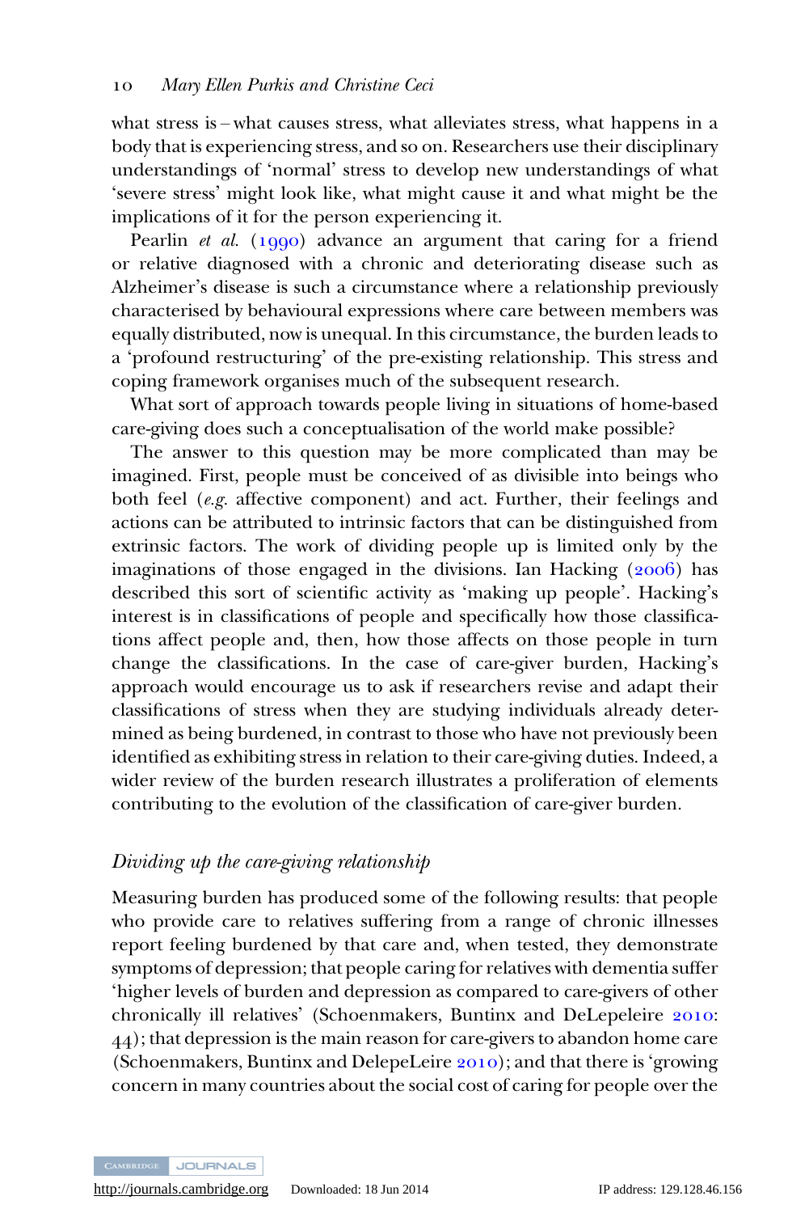what stress is – what causes stress, what alleviates stress, what happens in a body that is experiencing stress, and so on. Researchers use their disciplinary understandings of 'normal' stress to develop new understandings of what 'severe stress' might look like, what might cause it and what might be the implications of it for the person experiencing it.

Pearlin *et al.* (1990) advance an argument that caring for a friend or relative diagnosed with a chronic and deteriorating disease such as Alzheimer's disease is such a circumstance where a relationship previously characterised by behavioural expressions where care between members was equally distributed, now is unequal. In this circumstance, the burden leads to a 'profound restructuring' of the pre-existing relationship. This stress and coping framework organises much of the subsequent research.

What sort of approach towards people living in situations of home-based care-giving does such a conceptualisation of the world make possible?

The answer to this question may be more complicated than may be imagined. First, people must be conceived of as divisible into beings who both feel (*e.g.* affective component) and act. Further, their feelings and actions can be attributed to intrinsic factors that can be distinguished from extrinsic factors. The work of dividing people up is limited only by the imaginations of those engaged in the divisions. Ian Hacking (2006) has described this sort of scientific activity as 'making up people'. Hacking's interest is in classifications of people and specifically how those classifications affect people and, then, how those affects on those people in turn change the classifications. In the case of care-giver burden, Hacking's approach would encourage us to ask if researchers revise and adapt their classifications of stress when they are studying individuals already determined as being burdened, in contrast to those who have not previously been identified as exhibiting stress in relation to their care-giving duties. Indeed, a wider review of the burden research illustrates a proliferation of elements contributing to the evolution of the classification of care-giver burden.

### *Dividing up the care-giving relationship*

Measuring burden has produced some of the following results: that people who provide care to relatives suffering from a range of chronic illnesses report feeling burdened by that care and, when tested, they demonstrate symptoms of depression; that people caring for relatives with dementia suffer 'higher levels of burden and depression as compared to care-givers of other chronically ill relatives' (Schoenmakers, Buntinx and DeLepeleire 2010: 44); that depression is the main reason for care-givers to abandon home care (Schoenmakers, Buntinx and DelepeLeire 2010); and that there is 'growing concern in many countries about the social cost of caring for people over the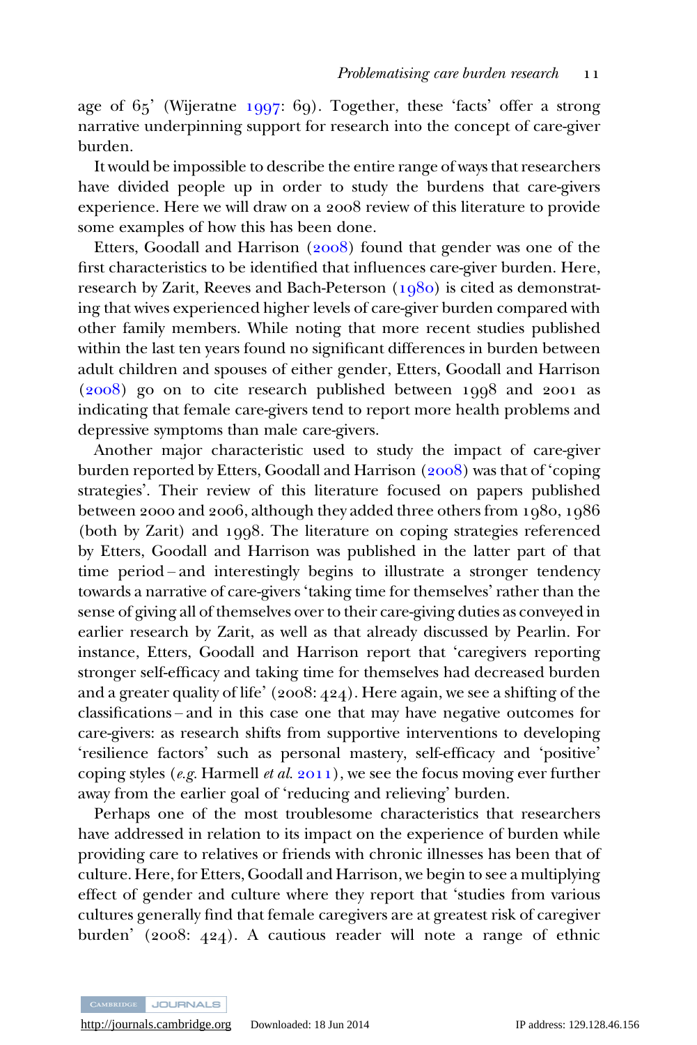age of 65' (Wijeratne 1997: 69). Together, these 'facts' offer a strong narrative underpinning support for research into the concept of care-giver burden.

It would be impossible to describe the entire range of ways that researchers have divided people up in order to study the burdens that care-givers experience. Here we will draw on a 2008 review of this literature to provide some examples of how this has been done.

Etters, Goodall and Harrison (2008) found that gender was one of the first characteristics to be identified that influences care-giver burden. Here, research by Zarit, Reeves and Bach-Peterson (1980) is cited as demonstrating that wives experienced higher levels of care-giver burden compared with other family members. While noting that more recent studies published within the last ten years found no significant differences in burden between adult children and spouses of either gender, Etters, Goodall and Harrison (2008) go on to cite research published between 1998 and 2001 as indicating that female care-givers tend to report more health problems and depressive symptoms than male care-givers.

Another major characteristic used to study the impact of care-giver burden reported by Etters, Goodall and Harrison (2008) was that of 'coping strategies'. Their review of this literature focused on papers published between 2000 and 2006, although they added three others from 1980, 1986 (both by Zarit) and 1998. The literature on coping strategies referenced by Etters, Goodall and Harrison was published in the latter part of that time period – and interestingly begins to illustrate a stronger tendency towards a narrative of care-givers 'taking time for themselves' rather than the sense of giving all of themselves over to their care-giving duties as conveyed in earlier research by Zarit, as well as that already discussed by Pearlin. For instance, Etters, Goodall and Harrison report that 'caregivers reporting stronger self-efficacy and taking time for themselves had decreased burden and a greater quality of life' (2008: 424). Here again, we see a shifting of the classifications – and in this case one that may have negative outcomes for care-givers: as research shifts from supportive interventions to developing 'resilience factors' such as personal mastery, self-efficacy and 'positive' coping styles (*e.g.* Harmell *et al.* 2011), we see the focus moving ever further away from the earlier goal of 'reducing and relieving' burden.

Perhaps one of the most troublesome characteristics that researchers have addressed in relation to its impact on the experience of burden while providing care to relatives or friends with chronic illnesses has been that of culture. Here, for Etters, Goodall and Harrison, we begin to see a multiplying effect of gender and culture where they report that 'studies from various cultures generally find that female caregivers are at greatest risk of caregiver burden' (2008: 424). A cautious reader will note a range of ethnic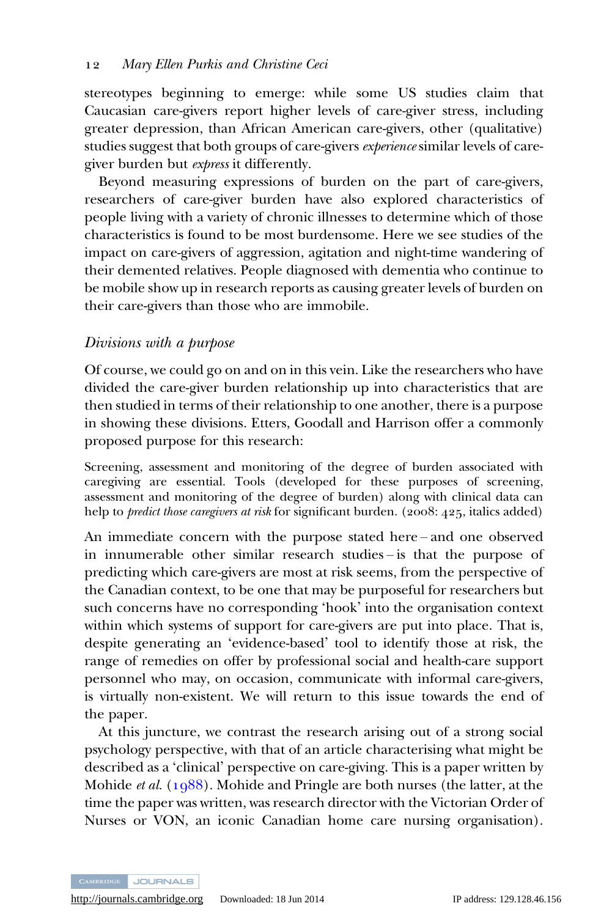stereotypes beginning to emerge: while some US studies claim that Caucasian care-givers report higher levels of care-giver stress, including greater depression, than African American care-givers, other (qualitative) studies suggest that both groups of care-givers *experience* similar levels of care-giver burden but *express* it differently.

Beyond measuring expressions of burden on the part of care-givers, researchers of care-giver burden have also explored characteristics of people living with a variety of chronic illnesses to determine which of those characteristics is found to be most burdensome. Here we see studies of the impact on care-givers of aggression, agitation and night-time wandering of their demented relatives. People diagnosed with dementia who continue to be mobile show up in research reports as causing greater levels of burden on their care-givers than those who are immobile.

### *Divisions with a purpose*

Of course, we could go on and on in this vein. Like the researchers who have divided the care-giver burden relationship up into characteristics that are then studied in terms of their relationship to one another, there is a purpose in showing these divisions. Etters, Goodall and Harrison offer a commonly proposed purpose for this research:

> Screening, assessment and monitoring of the degree of burden associated with caregiving are essential. Tools (developed for these purposes of screening, assessment and monitoring of the degree of burden) along with clinical data can help to *predict those caregivers at risk* for significant burden. (2008: 425, italics added)

An immediate concern with the purpose stated here – and one observed in innumerable other similar research studies – is that the purpose of predicting which care-givers are most at risk seems, from the perspective of the Canadian context, to be one that may be purposeful for researchers but such concerns have no corresponding 'hook' into the organisation context within which systems of support for care-givers are put into place. That is, despite generating an 'evidence-based' tool to identify those at risk, the range of remedies on offer by professional social and health-care support personnel who may, on occasion, communicate with informal care-givers, is virtually non-existent. We will return to this issue towards the end of the paper.

At this juncture, we contrast the research arising out of a strong social psychology perspective, with that of an article characterising what might be described as a 'clinical' perspective on care-giving. This is a paper written by Mohide *et al.* (1988). Mohide and Pringle are both nurses (the latter, at the time the paper was written, was research director with the Victorian Order of Nurses or VON, an iconic Canadian home care nursing organisation).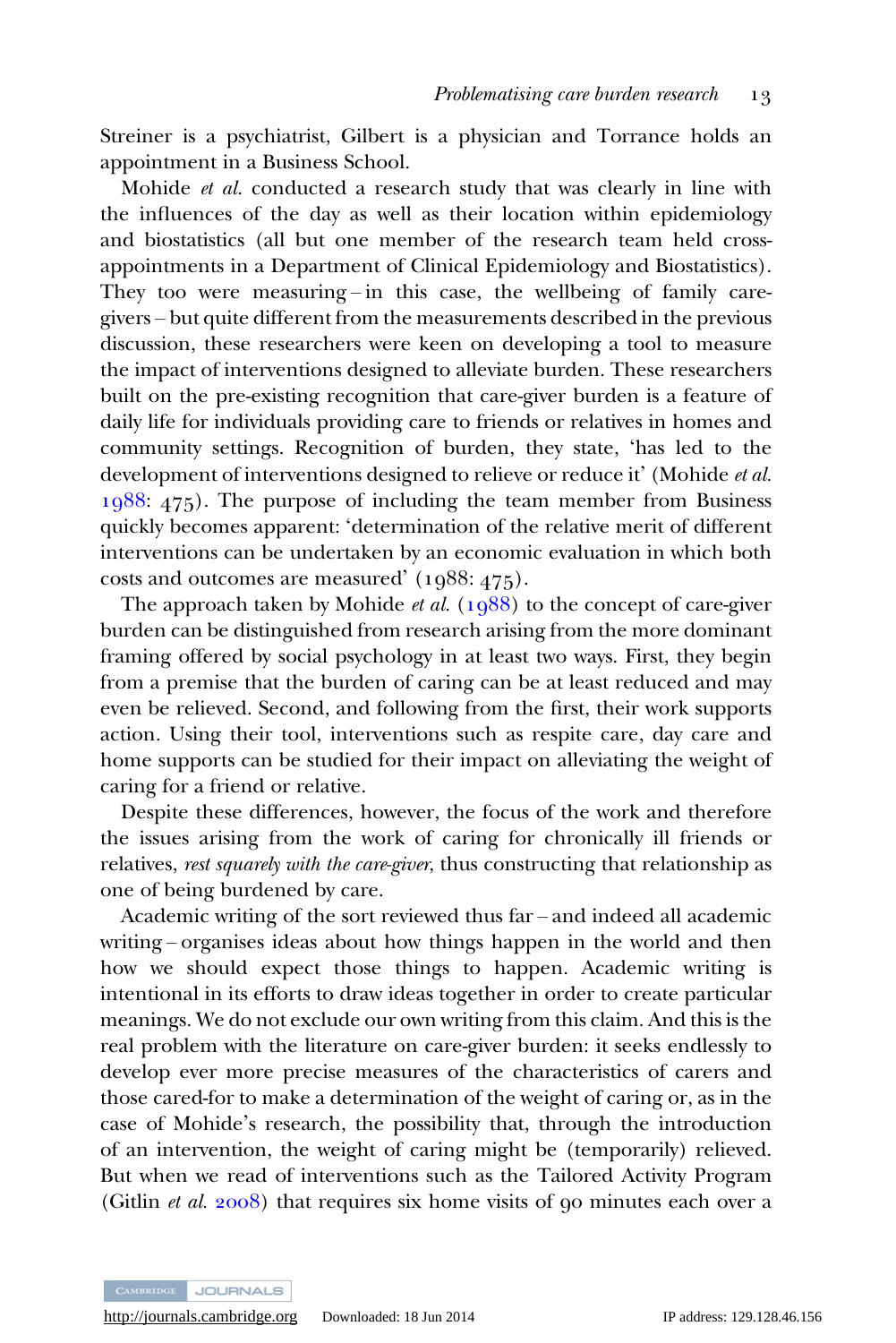Streiner is a psychiatrist, Gilbert is a physician and Torrance holds an appointment in a Business School.

Mohide *et al.* conducted a research study that was clearly in line with the influences of the day as well as their location within epidemiology and biostatistics (all but one member of the research team held cross-appointments in a Department of Clinical Epidemiology and Biostatistics). They too were measuring – in this case, the wellbeing of family care-givers – but quite different from the measurements described in the previous discussion, these researchers were keen on developing a tool to measure the impact of interventions designed to alleviate burden. These researchers built on the pre-existing recognition that care-giver burden is a feature of daily life for individuals providing care to friends or relatives in homes and community settings. Recognition of burden, they state, 'has led to the development of interventions designed to relieve or reduce it' (Mohide *et al.* 1988: 475). The purpose of including the team member from Business quickly becomes apparent: 'determination of the relative merit of different interventions can be undertaken by an economic evaluation in which both costs and outcomes are measured' (1988: 475).

The approach taken by Mohide *et al.* (1988) to the concept of care-giver burden can be distinguished from research arising from the more dominant framing offered by social psychology in at least two ways. First, they begin from a premise that the burden of caring can be at least reduced and may even be relieved. Second, and following from the first, their work supports action. Using their tool, interventions such as respite care, day care and home supports can be studied for their impact on alleviating the weight of caring for a friend or relative.

Despite these differences, however, the focus of the work and therefore the issues arising from the work of caring for chronically ill friends or relatives, *rest squarely with the care-giver*, thus constructing that relationship as one of being burdened by care.

Academic writing of the sort reviewed thus far – and indeed all academic writing – organises ideas about how things happen in the world and then how we should expect those things to happen. Academic writing is intentional in its efforts to draw ideas together in order to create particular meanings. We do not exclude our own writing from this claim. And this is the real problem with the literature on care-giver burden: it seeks endlessly to develop ever more precise measures of the characteristics of carers and those cared-for to make a determination of the weight of caring or, as in the case of Mohide's research, the possibility that, through the introduction of an intervention, the weight of caring might be (temporarily) relieved. But when we read of interventions such as the Tailored Activity Program (Gitlin *et al.* 2008) that requires six home visits of 90 minutes each over a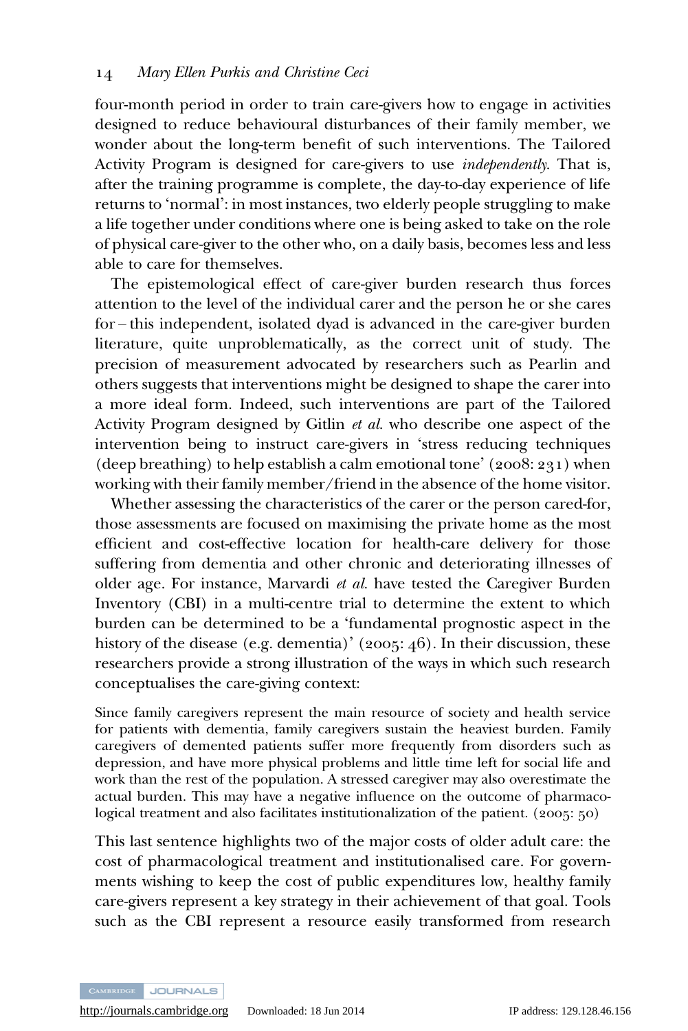four-month period in order to train care-givers how to engage in activities designed to reduce behavioural disturbances of their family member, we wonder about the long-term benefit of such interventions. The Tailored Activity Program is designed for care-givers to use *independently*. That is, after the training programme is complete, the day-to-day experience of life returns to 'normal': in most instances, two elderly people struggling to make a life together under conditions where one is being asked to take on the role of physical care-giver to the other who, on a daily basis, becomes less and less able to care for themselves.

The epistemological effect of care-giver burden research thus forces attention to the level of the individual carer and the person he or she cares for – this independent, isolated dyad is advanced in the care-giver burden literature, quite unproblematically, as the correct unit of study. The precision of measurement advocated by researchers such as Pearlin and others suggests that interventions might be designed to shape the carer into a more ideal form. Indeed, such interventions are part of the Tailored Activity Program designed by Gitlin *et al.* who describe one aspect of the intervention being to instruct care-givers in 'stress reducing techniques (deep breathing) to help establish a calm emotional tone' (2008: 231) when working with their family member/friend in the absence of the home visitor.

Whether assessing the characteristics of the carer or the person cared-for, those assessments are focused on maximising the private home as the most efficient and cost-effective location for health-care delivery for those suffering from dementia and other chronic and deteriorating illnesses of older age. For instance, Marvardi *et al.* have tested the Caregiver Burden Inventory (CBI) in a multi-centre trial to determine the extent to which burden can be determined to be a 'fundamental prognostic aspect in the history of the disease (e.g. dementia)' (2005: 46). In their discussion, these researchers provide a strong illustration of the ways in which such research conceptualises the care-giving context:

> Since family caregivers represent the main resource of society and health service for patients with dementia, family caregivers sustain the heaviest burden. Family caregivers of demented patients suffer more frequently from disorders such as depression, and have more physical problems and little time left for social life and work than the rest of the population. A stressed caregiver may also overestimate the actual burden. This may have a negative influence on the outcome of pharmacological treatment and also facilitates institutionalization of the patient. (2005: 50)

This last sentence highlights two of the major costs of older adult care: the cost of pharmacological treatment and institutionalised care. For governments wishing to keep the cost of public expenditures low, healthy family care-givers represent a key strategy in their achievement of that goal. Tools such as the CBI represent a resource easily transformed from research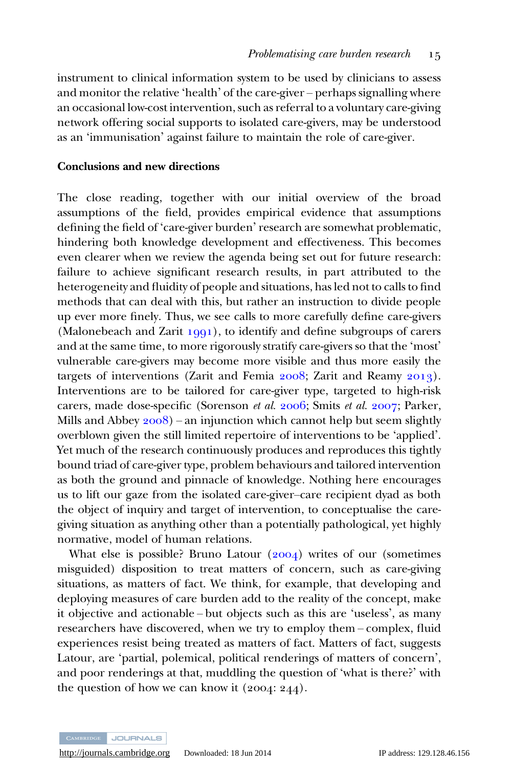instrument to clinical information system to be used by clinicians to assess and monitor the relative 'health' of the care-giver – perhaps signalling where an occasional low-cost intervention, such as referral to a voluntary care-giving network offering social supports to isolated care-givers, may be understood as an 'immunisation' against failure to maintain the role of care-giver.

## Conclusions and new directions

The close reading, together with our initial overview of the broad assumptions of the field, provides empirical evidence that assumptions defining the field of 'care-giver burden' research are somewhat problematic, hindering both knowledge development and effectiveness. This becomes even clearer when we review the agenda being set out for future research: failure to achieve significant research results, in part attributed to the heterogeneity and fluidity of people and situations, has led not to calls to find methods that can deal with this, but rather an instruction to divide people up ever more finely. Thus, we see calls to more carefully define care-givers (Malonebeach and Zarit 1991), to identify and define subgroups of carers and at the same time, to more rigorously stratify care-givers so that the 'most' vulnerable care-givers may become more visible and thus more easily the targets of interventions (Zarit and Femia 2008; Zarit and Reamy 2013). Interventions are to be tailored for care-giver type, targeted to high-risk carers, made dose-specific (Sorenson *et al.* 2006; Smits *et al.* 2007; Parker, Mills and Abbey 2008) – an injunction which cannot help but seem slightly overblown given the still limited repertoire of interventions to be 'applied'. Yet much of the research continuously produces and reproduces this tightly bound triad of care-giver type, problem behaviours and tailored intervention as both the ground and pinnacle of knowledge. Nothing here encourages us to lift our gaze from the isolated care-giver–care recipient dyad as both the object of inquiry and target of intervention, to conceptualise the care-giving situation as anything other than a potentially pathological, yet highly normative, model of human relations.

What else is possible? Bruno Latour (2004) writes of our (sometimes misguided) disposition to treat matters of concern, such as care-giving situations, as matters of fact. We think, for example, that developing and deploying measures of care burden add to the reality of the concept, make it objective and actionable – but objects such as this are 'useless', as many researchers have discovered, when we try to employ them – complex, fluid experiences resist being treated as matters of fact. Matters of fact, suggests Latour, are 'partial, polemical, political renderings of matters of concern', and poor renderings at that, muddling the question of 'what is there?' with the question of how we can know it (2004: 244).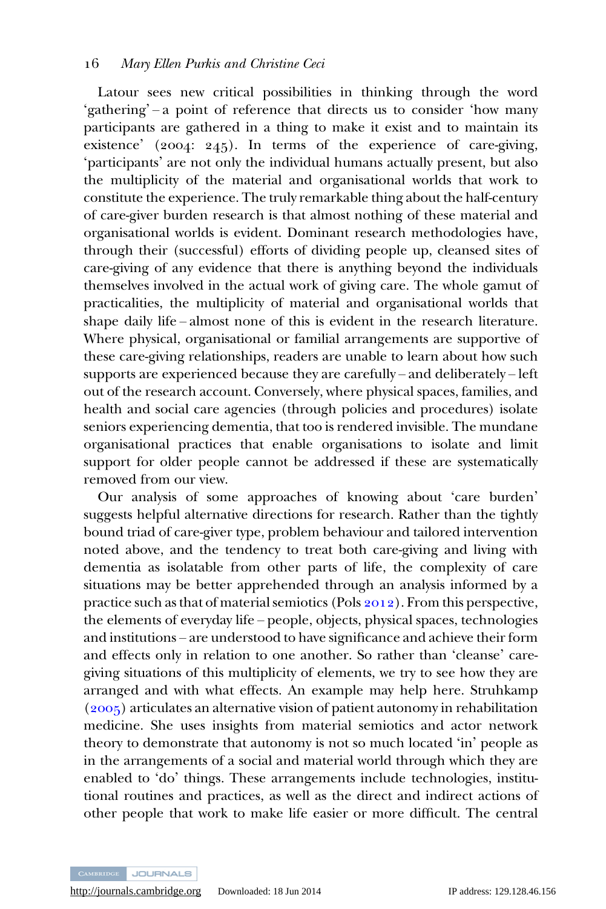Latour sees new critical possibilities in thinking through the word 'gathering' – a point of reference that directs us to consider 'how many participants are gathered in a thing to make it exist and to maintain its existence' (2004: 245). In terms of the experience of care-giving, 'participants' are not only the individual humans actually present, but also the multiplicity of the material and organisational worlds that work to constitute the experience. The truly remarkable thing about the half-century of care-giver burden research is that almost nothing of these material and organisational worlds is evident. Dominant research methodologies have, through their (successful) efforts of dividing people up, cleansed sites of care-giving of any evidence that there is anything beyond the individuals themselves involved in the actual work of giving care. The whole gamut of practicalities, the multiplicity of material and organisational worlds that shape daily life – almost none of this is evident in the research literature. Where physical, organisational or familial arrangements are supportive of these care-giving relationships, readers are unable to learn about how such supports are experienced because they are carefully – and deliberately – left out of the research account. Conversely, where physical spaces, families, and health and social care agencies (through policies and procedures) isolate seniors experiencing dementia, that too is rendered invisible. The mundane organisational practices that enable organisations to isolate and limit support for older people cannot be addressed if these are systematically removed from our view.

Our analysis of some approaches of knowing about 'care burden' suggests helpful alternative directions for research. Rather than the tightly bound triad of care-giver type, problem behaviour and tailored intervention noted above, and the tendency to treat both care-giving and living with dementia as isolatable from other parts of life, the complexity of care situations may be better apprehended through an analysis informed by a practice such as that of material semiotics (Pols 2012). From this perspective, the elements of everyday life – people, objects, physical spaces, technologies and institutions – are understood to have significance and achieve their form and effects only in relation to one another. So rather than 'cleanse' care-giving situations of this multiplicity of elements, we try to see how they are arranged and with what effects. An example may help here. Struhkamp (2005) articulates an alternative vision of patient autonomy in rehabilitation medicine. She uses insights from material semiotics and actor network theory to demonstrate that autonomy is not so much located 'in' people as in the arrangements of a social and material world through which they are enabled to 'do' things. These arrangements include technologies, institutional routines and practices, as well as the direct and indirect actions of other people that work to make life easier or more difficult. The central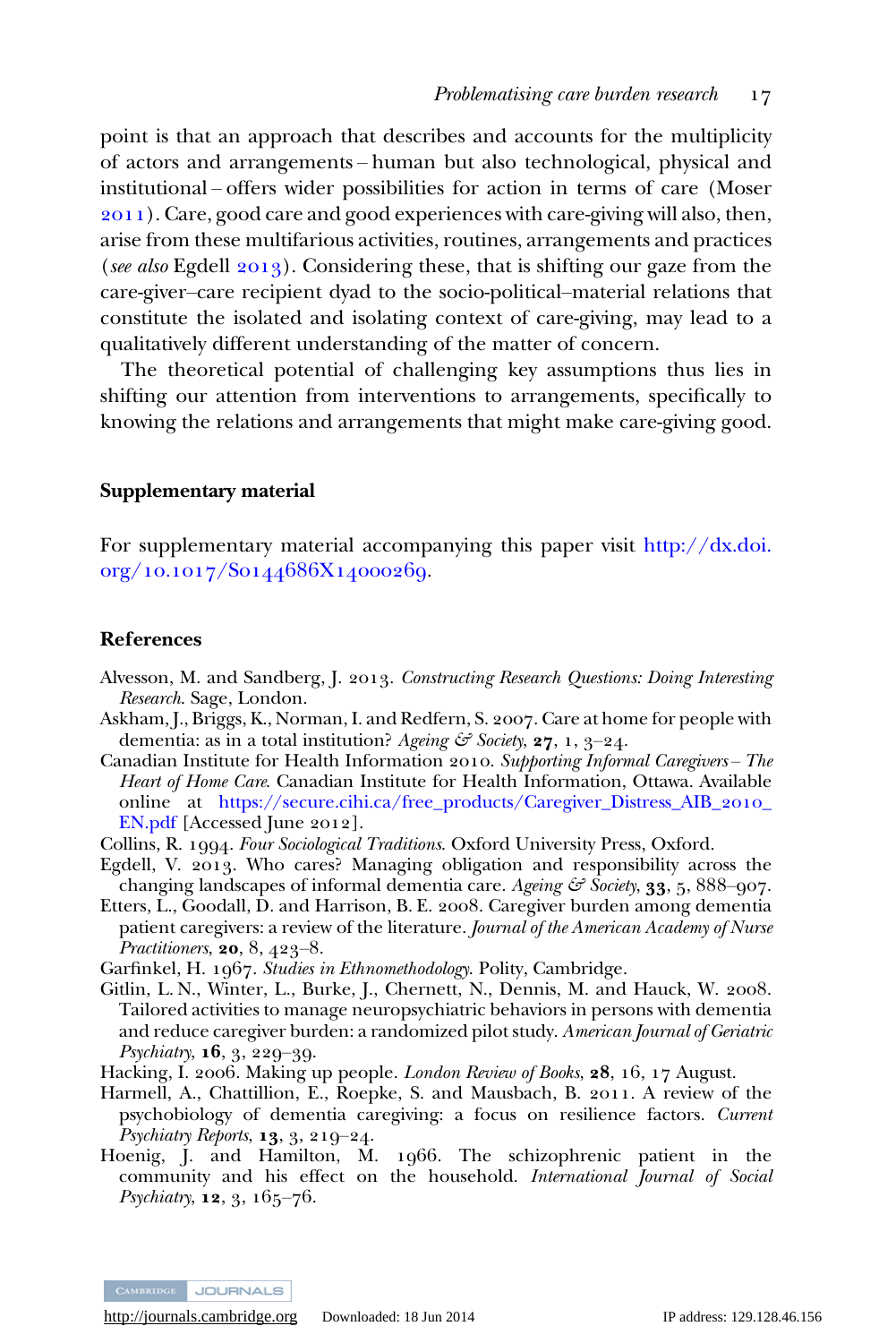point is that an approach that describes and accounts for the multiplicity of actors and arrangements – human but also technological, physical and institutional – offers wider possibilities for action in terms of care (Moser 2011). Care, good care and good experiences with care-giving will also, then, arise from these multifarious activities, routines, arrangements and practices (*see also* Egdell 2013). Considering these, that is shifting our gaze from the care-giver–care recipient dyad to the socio-political–material relations that constitute the isolated and isolating context of care-giving, may lead to a qualitatively different understanding of the matter of concern.

The theoretical potential of challenging key assumptions thus lies in shifting our attention from interventions to arrangements, specifically to knowing the relations and arrangements that might make care-giving good.

### Supplementary material

For supplementary material accompanying this paper visit http://dx.doi.org/10.1017/S0144686X14000269.

### References

Alvesson, M. and Sandberg, J. 2013. *Constructing Research Questions: Doing Interesting Research*. Sage, London.

Askham, J., Briggs, K., Norman, I. and Redfern, S. 2007. Care at home for people with dementia: as in a total institution? *Ageing & Society*, **27**, 1, 3–24.

Canadian Institute for Health Information 2010. *Supporting Informal Caregivers – The Heart of Home Care*. Canadian Institute for Health Information, Ottawa. Available online at https://secure.cihi.ca/free_products/Caregiver_Distress_AIB_2010_EN.pdf [Accessed June 2012].

Collins, R. 1994. *Four Sociological Traditions*. Oxford University Press, Oxford.

Egdell, V. 2013. Who cares? Managing obligation and responsibility across the changing landscapes of informal dementia care. *Ageing & Society*, **33**, 5, 888–907.

Etters, L., Goodall, D. and Harrison, B. E. 2008. Caregiver burden among dementia patient caregivers: a review of the literature. *Journal of the American Academy of Nurse Practitioners*, **20**, 8, 423–8.

Garfinkel, H. 1967. *Studies in Ethnomethodology*. Polity, Cambridge.

Gitlin, L. N., Winter, L., Burke, J., Chernett, N., Dennis, M. and Hauck, W. 2008. Tailored activities to manage neuropsychiatric behaviors in persons with dementia and reduce caregiver burden: a randomized pilot study. *American Journal of Geriatric Psychiatry*, **16**, 3, 229–39.

Hacking, I. 2006. Making up people. *London Review of Books*, **28**, 16, 17 August.

Harmell, A., Chattillion, E., Roepke, S. and Mausbach, B. 2011. A review of the psychobiology of dementia caregiving: a focus on resilience factors. *Current Psychiatry Reports*, **13**, 3, 219–24.

Hoenig, J. and Hamilton, M. 1966. The schizophrenic patient in the community and his effect on the household. *International Journal of Social Psychiatry*, **12**, 3, 165–76.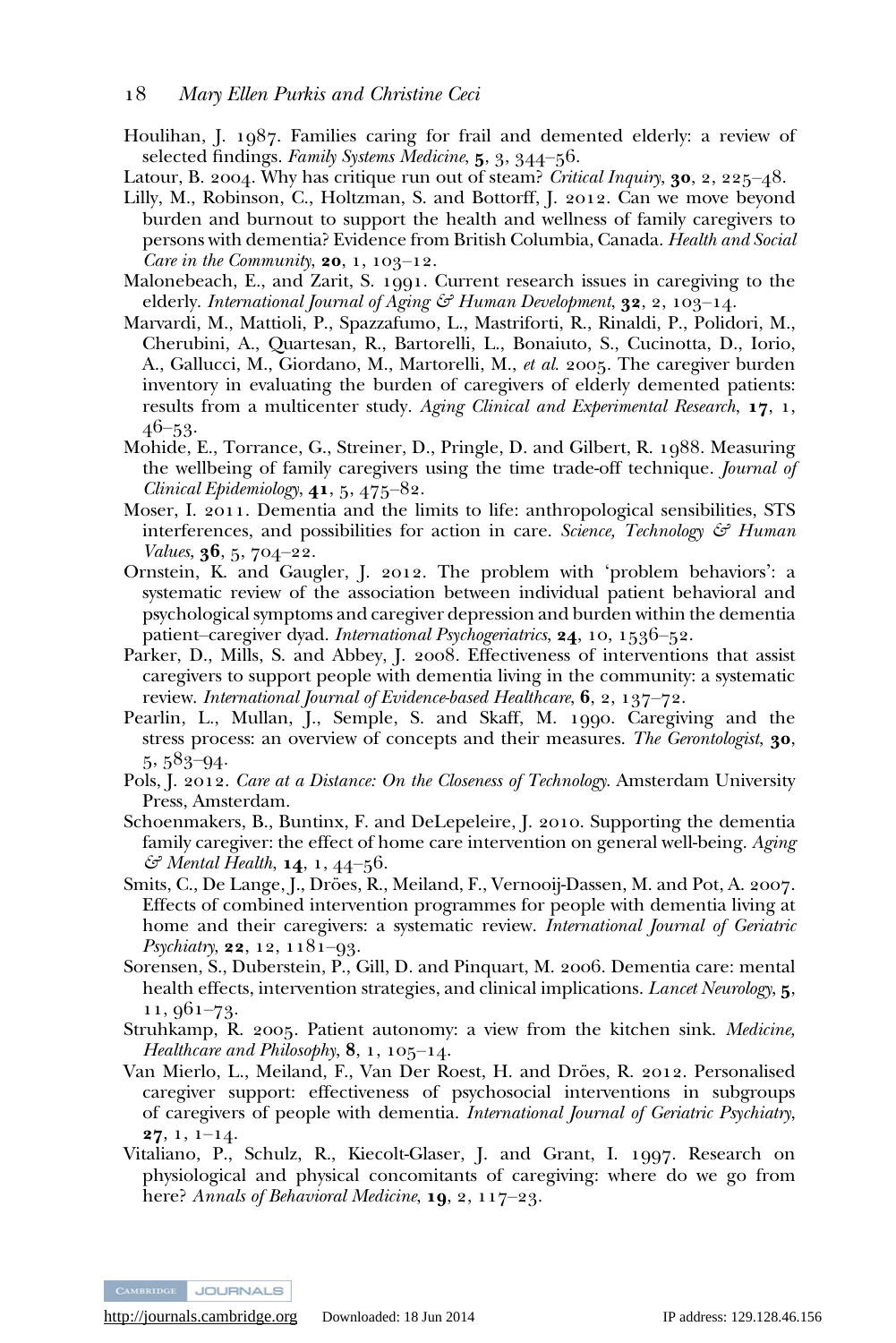Houlihan, J. 1987. Families caring for frail and demented elderly: a review of selected findings. *Family Systems Medicine*, **5**, 3, 344–56.

Latour, B. 2004. Why has critique run out of steam? *Critical Inquiry*, **30**, 2, 225–48.

Lilly, M., Robinson, C., Holtzman, S. and Bottorff, J. 2012. Can we move beyond burden and burnout to support the health and wellness of family caregivers to persons with dementia? Evidence from British Columbia, Canada. *Health and Social Care in the Community*, **20**, 1, 103–12.

Malonebeach, E., and Zarit, S. 1991. Current research issues in caregiving to the elderly. *International Journal of Aging & Human Development*, **32**, 2, 103–14.

Marvardi, M., Mattioli, P., Spazzafumo, L., Mastriforti, R., Rinaldi, P., Polidori, M., Cherubini, A., Quartesan, R., Bartorelli, L., Bonaiuto, S., Cucinotta, D., Iorio, A., Gallucci, M., Giordano, M., Martorelli, M., *et al.* 2005. The caregiver burden inventory in evaluating the burden of caregivers of elderly demented patients: results from a multicenter study. *Aging Clinical and Experimental Research*, **17**, 1, 46–53.

Mohide, E., Torrance, G., Streiner, D., Pringle, D. and Gilbert, R. 1988. Measuring the wellbeing of family caregivers using the time trade-off technique. *Journal of Clinical Epidemiology*, **41**, 5, 475–82.

Moser, I. 2011. Dementia and the limits to life: anthropological sensibilities, STS interferences, and possibilities for action in care. *Science, Technology & Human Values*, **36**, 5, 704–22.

Ornstein, K. and Gaugler, J. 2012. The problem with 'problem behaviors': a systematic review of the association between individual patient behavioral and psychological symptoms and caregiver depression and burden within the dementia patient–caregiver dyad. *International Psychogeriatrics*, **24**, 10, 1536–52.

Parker, D., Mills, S. and Abbey, J. 2008. Effectiveness of interventions that assist caregivers to support people with dementia living in the community: a systematic review. *International Journal of Evidence-based Healthcare*, **6**, 2, 137–72.

Pearlin, L., Mullan, J., Semple, S. and Skaff, M. 1990. Caregiving and the stress process: an overview of concepts and their measures. *The Gerontologist*, **30**, 5, 583–94.

Pols, J. 2012. *Care at a Distance: On the Closeness of Technology*. Amsterdam University Press, Amsterdam.

Schoenmakers, B., Buntinx, F. and DeLepeleire, J. 2010. Supporting the dementia family caregiver: the effect of home care intervention on general well-being. *Aging & Mental Health*, **14**, 1, 44–56.

Smits, C., De Lange, J., Dröes, R., Meiland, F., Vernooij-Dassen, M. and Pot, A. 2007. Effects of combined intervention programmes for people with dementia living at home and their caregivers: a systematic review. *International Journal of Geriatric Psychiatry*, **22**, 12, 1181–93.

Sorensen, S., Duberstein, P., Gill, D. and Pinquart, M. 2006. Dementia care: mental health effects, intervention strategies, and clinical implications. *Lancet Neurology*, **5**, 11, 961–73.

Struhkamp, R. 2005. Patient autonomy: a view from the kitchen sink. *Medicine, Healthcare and Philosophy*, **8**, 1, 105–14.

Van Mierlo, L., Meiland, F., Van Der Roest, H. and Dröes, R. 2012. Personalised caregiver support: effectiveness of psychosocial interventions in subgroups of caregivers of people with dementia. *International Journal of Geriatric Psychiatry*, **27**, 1, 1–14.

Vitaliano, P., Schulz, R., Kiecolt-Glaser, J. and Grant, I. 1997. Research on physiological and physical concomitants of caregiving: where do we go from here? *Annals of Behavioral Medicine*, **19**, 2, 117–23.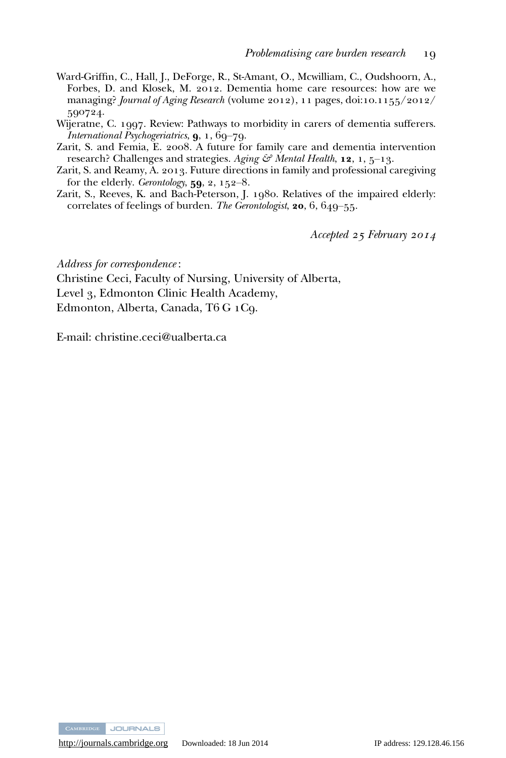Ward-Griffin, C., Hall, J., DeForge, R., St-Amant, O., Mcwilliam, C., Oudshoorn, A., Forbes, D. and Klosek, M. 2012. Dementia home care resources: how are we managing? *Journal of Aging Research* (volume 2012), 11 pages, doi:10.1155/2012/590724.

Wijeratne, C. 1997. Review: Pathways to morbidity in carers of dementia sufferers. *International Psychogeriatrics*, **9**, 1, 69–79.

Zarit, S. and Femia, E. 2008. A future for family care and dementia intervention research? Challenges and strategies. *Aging & Mental Health*, **12**, 1, 5–13.

Zarit, S. and Reamy, A. 2013. Future directions in family and professional caregiving for the elderly. *Gerontology*, **59**, 2, 152–8.

Zarit, S., Reeves, K. and Bach-Peterson, J. 1980. Relatives of the impaired elderly: correlates of feelings of burden. *The Gerontologist*, **20**, 6, 649–55.

*Accepted 25 February 2014*

*Address for correspondence*:
Christine Ceci, Faculty of Nursing, University of Alberta,
Level 3, Edmonton Clinic Health Academy,
Edmonton, Alberta, Canada, T6 G 1C9.

E-mail: christine.ceci@ualberta.ca